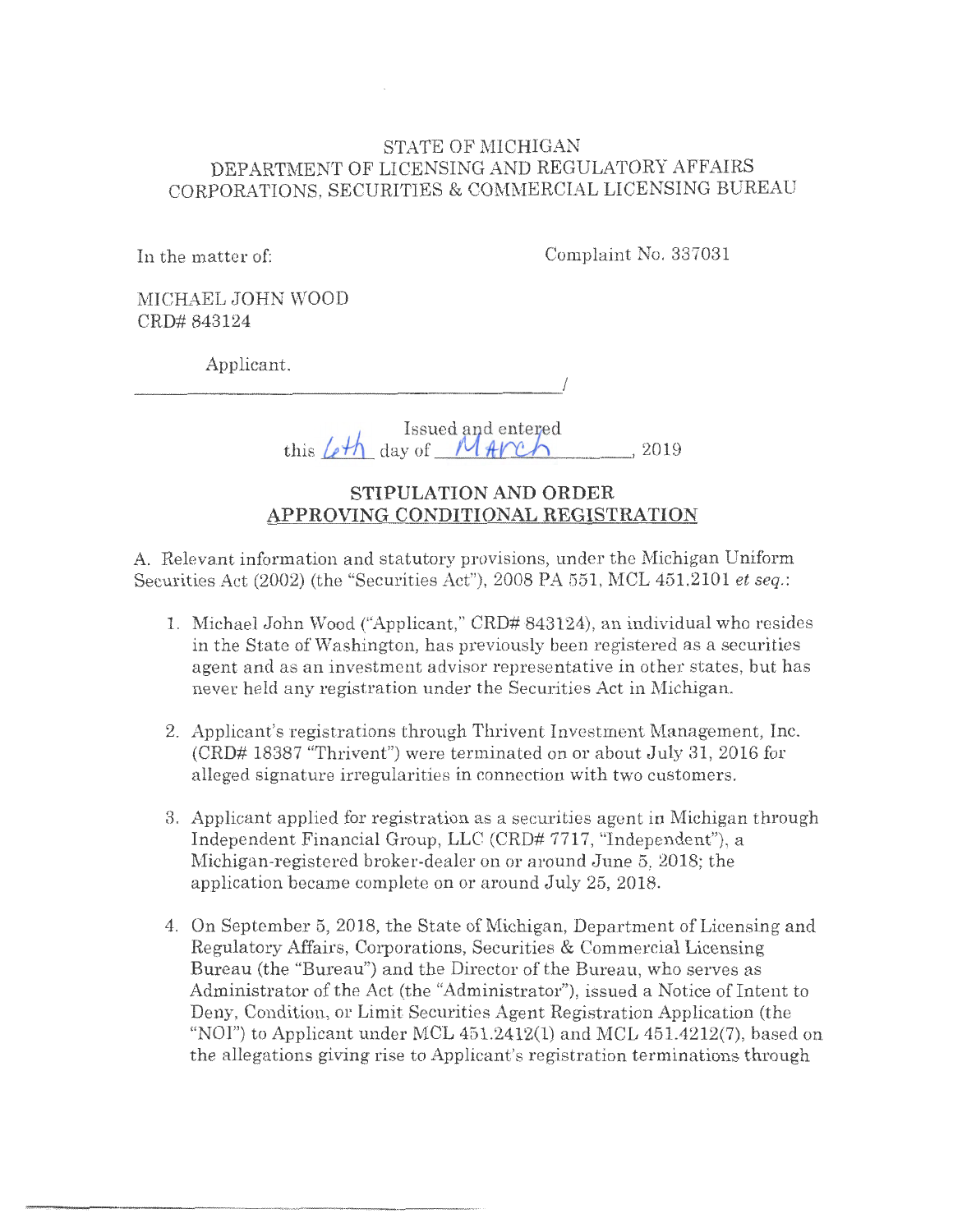STATE OF MICHIGAN
DEPARTMENT OF LICENSING AND REGULATORY AFFAIRS
CORPORATIONS, SECURITIES & COMMERCIAL LICENSING BUREAU

In the matter of:

Complaint No. 337031

MICHAEL JOHN WOOD
CRD# 843124

Applicant.
_______________________________________/

Issued and entered
this 6th day of March, 2019

## STIPULATION AND ORDER APPROVING CONDITIONAL REGISTRATION

A. Relevant information and statutory provisions, under the Michigan Uniform Securities Act (2002) (the "Securities Act"), 2008 PA 551, MCL 451.2101 *et seq.*:

1. Michael John Wood ("Applicant," CRD# 843124), an individual who resides in the State of Washington, has previously been registered as a securities agent and as an investment advisor representative in other states, but has never held any registration under the Securities Act in Michigan.

2. Applicant's registrations through Thrivent Investment Management, Inc. (CRD# 18387 "Thrivent") were terminated on or about July 31, 2016 for alleged signature irregularities in connection with two customers.

3. Applicant applied for registration as a securities agent in Michigan through Independent Financial Group, LLC (CRD# 7717, "Independent"), a Michigan-registered broker-dealer on or around June 5, 2018; the application became complete on or around July 25, 2018.

4. On September 5, 2018, the State of Michigan, Department of Licensing and Regulatory Affairs, Corporations, Securities & Commercial Licensing Bureau (the "Bureau") and the Director of the Bureau, who serves as Administrator of the Act (the "Administrator"), issued a Notice of Intent to Deny, Condition, or Limit Securities Agent Registration Application (the "NOI") to Applicant under MCL 451.2412(1) and MCL 451.4212(7), based on the allegations giving rise to Applicant's registration terminations through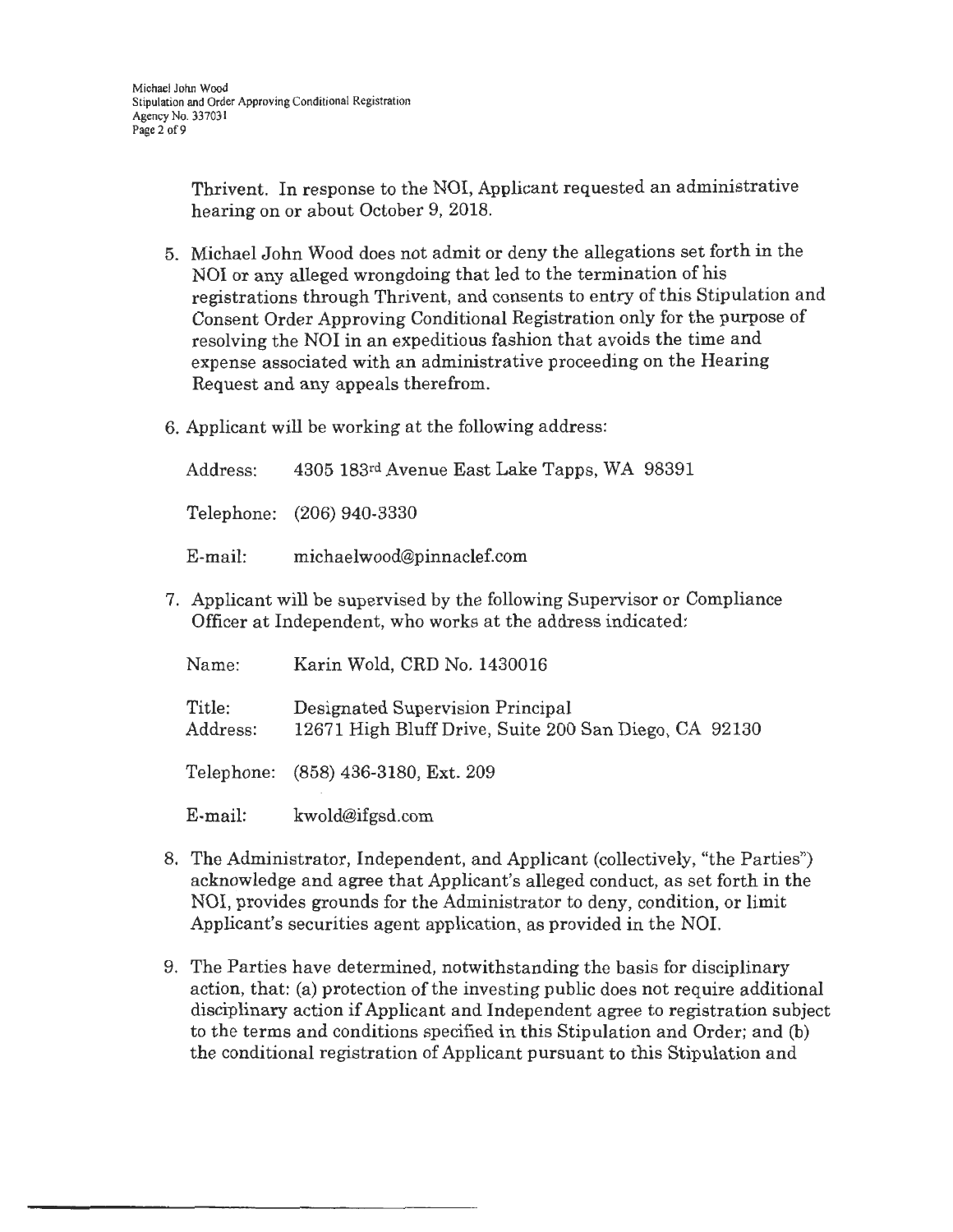Thrivent. In response to the NOI, Applicant requested an administrative hearing on or about October 9, 2018.

5. Michael John Wood does not admit or deny the allegations set forth in the NOI or any alleged wrongdoing that led to the termination of his registrations through Thrivent, and consents to entry of this Stipulation and Consent Order Approving Conditional Registration only for the purpose of resolving the NOI in an expeditious fashion that avoids the time and expense associated with an administrative proceeding on the Hearing Request and any appeals therefrom.

6. Applicant will be working at the following address:

   Address: 4305 183rd Avenue East Lake Tapps, WA 98391

   Telephone: (206) 940-3330

   E-mail: michaelwood@pinnaclef.com

7. Applicant will be supervised by the following Supervisor or Compliance Officer at Independent, who works at the address indicated:

   Name: Karin Wold, CRD No. 1430016

   Title: Designated Supervision Principal
   Address: 12671 High Bluff Drive, Suite 200 San Diego, CA 92130

   Telephone: (858) 436-3180, Ext. 209

   E-mail: kwold@ifgsd.com

8. The Administrator, Independent, and Applicant (collectively, "the Parties") acknowledge and agree that Applicant's alleged conduct, as set forth in the NOI, provides grounds for the Administrator to deny, condition, or limit Applicant's securities agent application, as provided in the NOI.

9. The Parties have determined, notwithstanding the basis for disciplinary action, that: (a) protection of the investing public does not require additional disciplinary action if Applicant and Independent agree to registration subject to the terms and conditions specified in this Stipulation and Order; and (b) the conditional registration of Applicant pursuant to this Stipulation and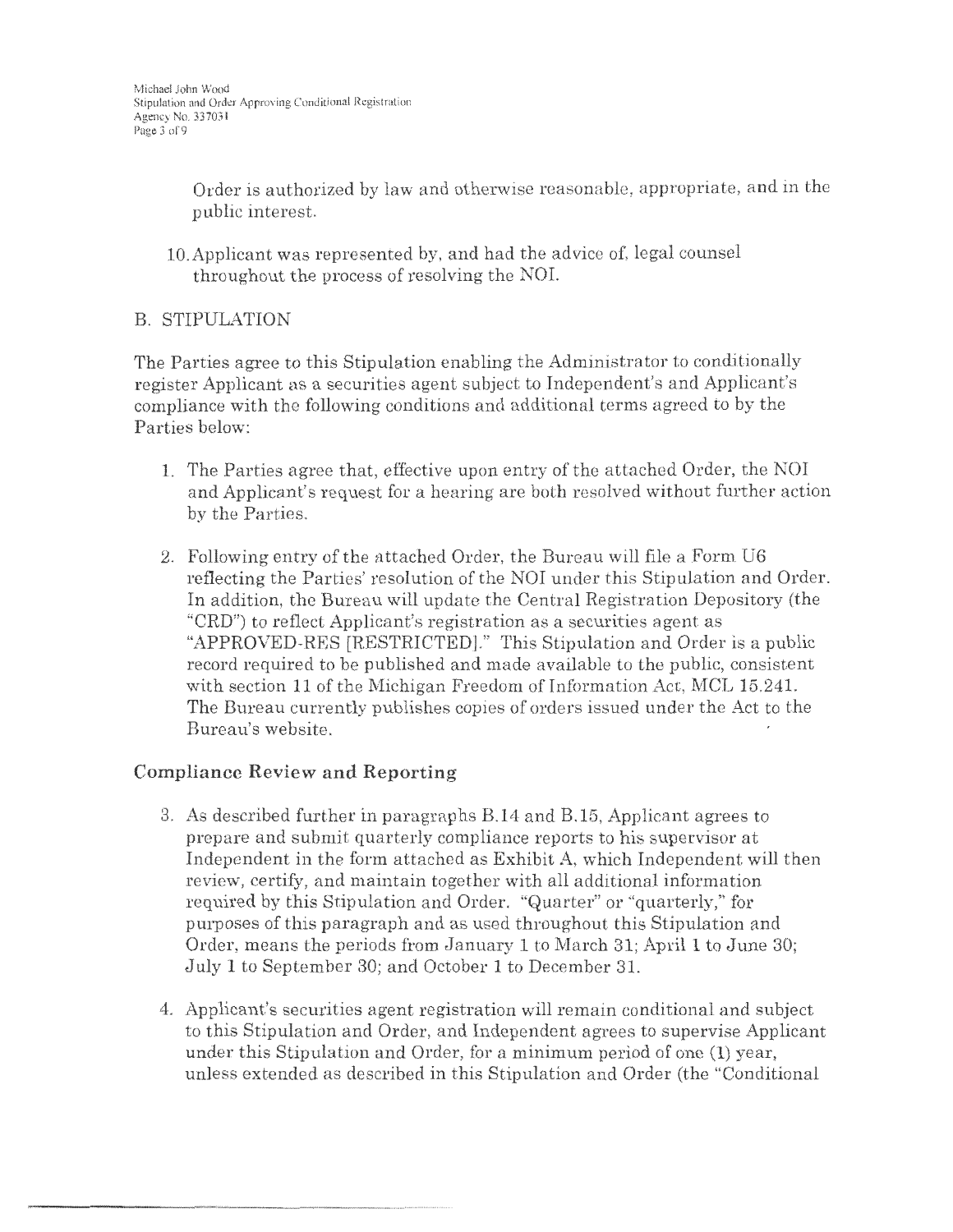Order is authorized by law and otherwise reasonable, appropriate, and in the public interest.

10. Applicant was represented by, and had the advice of, legal counsel throughout the process of resolving the NOI.

## B. STIPULATION

The Parties agree to this Stipulation enabling the Administrator to conditionally register Applicant as a securities agent subject to Independent's and Applicant's compliance with the following conditions and additional terms agreed to by the Parties below:

1. The Parties agree that, effective upon entry of the attached Order, the NOI and Applicant's request for a hearing are both resolved without further action by the Parties.

2. Following entry of the attached Order, the Bureau will file a Form U6 reflecting the Parties' resolution of the NOI under this Stipulation and Order. In addition, the Bureau will update the Central Registration Depository (the "CRD") to reflect Applicant's registration as a securities agent as "APPROVED-RES [RESTRICTED]." This Stipulation and Order is a public record required to be published and made available to the public, consistent with section 11 of the Michigan Freedom of Information Act, MCL 15.241. The Bureau currently publishes copies of orders issued under the Act to the Bureau's website.

### Compliance Review and Reporting

3. As described further in paragraphs B.14 and B.15, Applicant agrees to prepare and submit quarterly compliance reports to his supervisor at Independent in the form attached as Exhibit A, which Independent will then review, certify, and maintain together with all additional information required by this Stipulation and Order. "Quarter" or "quarterly," for purposes of this paragraph and as used throughout this Stipulation and Order, means the periods from January 1 to March 31; April 1 to June 30; July 1 to September 30; and October 1 to December 31.

4. Applicant's securities agent registration will remain conditional and subject to this Stipulation and Order, and Independent agrees to supervise Applicant under this Stipulation and Order, for a minimum period of one (1) year, unless extended as described in this Stipulation and Order (the "Conditional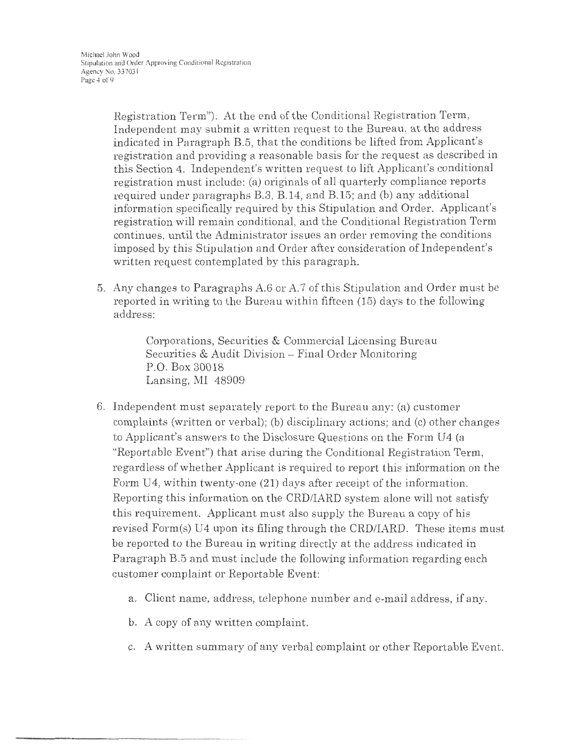Registration Term"). At the end of the Conditional Registration Term, Independent may submit a written request to the Bureau, at the address indicated in Paragraph B.5, that the conditions be lifted from Applicant's registration and providing a reasonable basis for the request as described in this Section 4. Independent's written request to lift Applicant's conditional registration must include: (a) originals of all quarterly compliance reports required under paragraphs B.3, B.14, and B.15; and (b) any additional information specifically required by this Stipulation and Order. Applicant's registration will remain conditional, and the Conditional Registration Term continues, until the Administrator issues an order removing the conditions imposed by this Stipulation and Order after consideration of Independent's written request contemplated by this paragraph.

5. Any changes to Paragraphs A.6 or A.7 of this Stipulation and Order must be reported in writing to the Bureau within fifteen (15) days to the following address:

   Corporations, Securities & Commercial Licensing Bureau
   Securities & Audit Division – Final Order Monitoring
   P.O. Box 30018
   Lansing, MI 48909

6. Independent must separately report to the Bureau any: (a) customer complaints (written or verbal); (b) disciplinary actions; and (c) other changes to Applicant's answers to the Disclosure Questions on the Form U4 (a "Reportable Event") that arise during the Conditional Registration Term, regardless of whether Applicant is required to report this information on the Form U4, within twenty-one (21) days after receipt of the information. Reporting this information on the CRD/IARD system alone will not satisfy this requirement. Applicant must also supply the Bureau a copy of his revised Form(s) U4 upon its filing through the CRD/IARD. These items must be reported to the Bureau in writing directly at the address indicated in Paragraph B.5 and must include the following information regarding each customer complaint or Reportable Event:

   a. Client name, address, telephone number and e-mail address, if any.

   b. A copy of any written complaint.

   c. A written summary of any verbal complaint or other Reportable Event.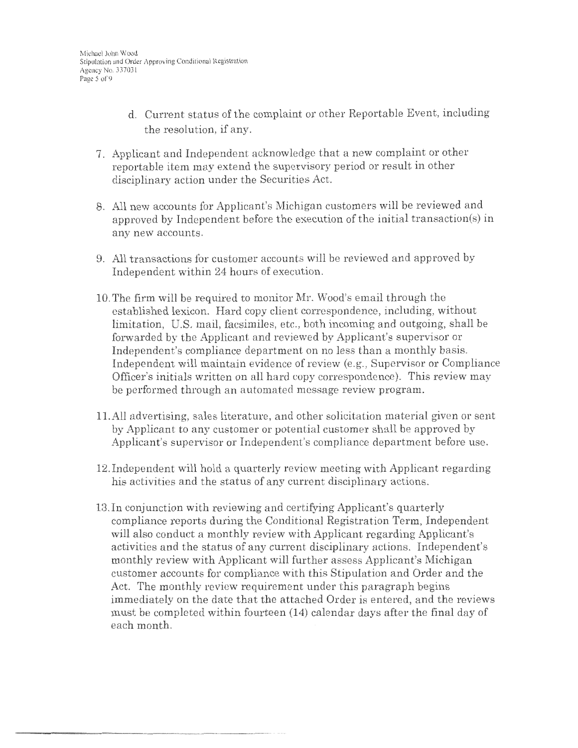d. Current status of the complaint or other Reportable Event, including the resolution, if any.

7. Applicant and Independent acknowledge that a new complaint or other reportable item may extend the supervisory period or result in other disciplinary action under the Securities Act.

8. All new accounts for Applicant's Michigan customers will be reviewed and approved by Independent before the execution of the initial transaction(s) in any new accounts.

9. All transactions for customer accounts will be reviewed and approved by Independent within 24 hours of execution.

10. The firm will be required to monitor Mr. Wood's email through the established lexicon. Hard copy client correspondence, including, without limitation, U.S. mail, facsimiles, etc., both incoming and outgoing, shall be forwarded by the Applicant and reviewed by Applicant's supervisor or Independent's compliance department on no less than a monthly basis. Independent will maintain evidence of review (e.g., Supervisor or Compliance Officer's initials written on all hard copy correspondence). This review may be performed through an automated message review program.

11. All advertising, sales literature, and other solicitation material given or sent by Applicant to any customer or potential customer shall be approved by Applicant's supervisor or Independent's compliance department before use.

12. Independent will hold a quarterly review meeting with Applicant regarding his activities and the status of any current disciplinary actions.

13. In conjunction with reviewing and certifying Applicant's quarterly compliance reports during the Conditional Registration Term, Independent will also conduct a monthly review with Applicant regarding Applicant's activities and the status of any current disciplinary actions. Independent's monthly review with Applicant will further assess Applicant's Michigan customer accounts for compliance with this Stipulation and Order and the Act. The monthly review requirement under this paragraph begins immediately on the date that the attached Order is entered, and the reviews must be completed within fourteen (14) calendar days after the final day of each month.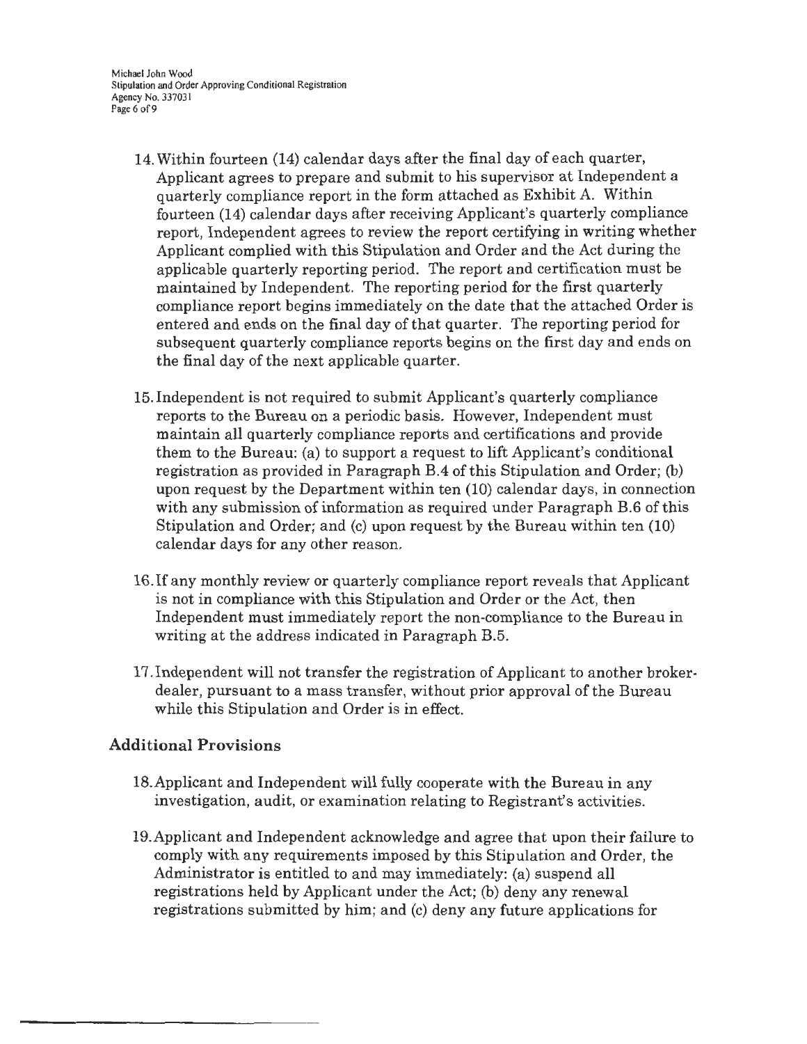14. Within fourteen (14) calendar days after the final day of each quarter, Applicant agrees to prepare and submit to his supervisor at Independent a quarterly compliance report in the form attached as Exhibit A. Within fourteen (14) calendar days after receiving Applicant's quarterly compliance report, Independent agrees to review the report certifying in writing whether Applicant complied with this Stipulation and Order and the Act during the applicable quarterly reporting period. The report and certification must be maintained by Independent. The reporting period for the first quarterly compliance report begins immediately on the date that the attached Order is entered and ends on the final day of that quarter. The reporting period for subsequent quarterly compliance reports begins on the first day and ends on the final day of the next applicable quarter.

15. Independent is not required to submit Applicant's quarterly compliance reports to the Bureau on a periodic basis. However, Independent must maintain all quarterly compliance reports and certifications and provide them to the Bureau: (a) to support a request to lift Applicant's conditional registration as provided in Paragraph B.4 of this Stipulation and Order; (b) upon request by the Department within ten (10) calendar days, in connection with any submission of information as required under Paragraph B.6 of this Stipulation and Order; and (c) upon request by the Bureau within ten (10) calendar days for any other reason.

16. If any monthly review or quarterly compliance report reveals that Applicant is not in compliance with this Stipulation and Order or the Act, then Independent must immediately report the non-compliance to the Bureau in writing at the address indicated in Paragraph B.5.

17. Independent will not transfer the registration of Applicant to another broker-dealer, pursuant to a mass transfer, without prior approval of the Bureau while this Stipulation and Order is in effect.

## Additional Provisions

18. Applicant and Independent will fully cooperate with the Bureau in any investigation, audit, or examination relating to Registrant's activities.

19. Applicant and Independent acknowledge and agree that upon their failure to comply with any requirements imposed by this Stipulation and Order, the Administrator is entitled to and may immediately: (a) suspend all registrations held by Applicant under the Act; (b) deny any renewal registrations submitted by him; and (c) deny any future applications for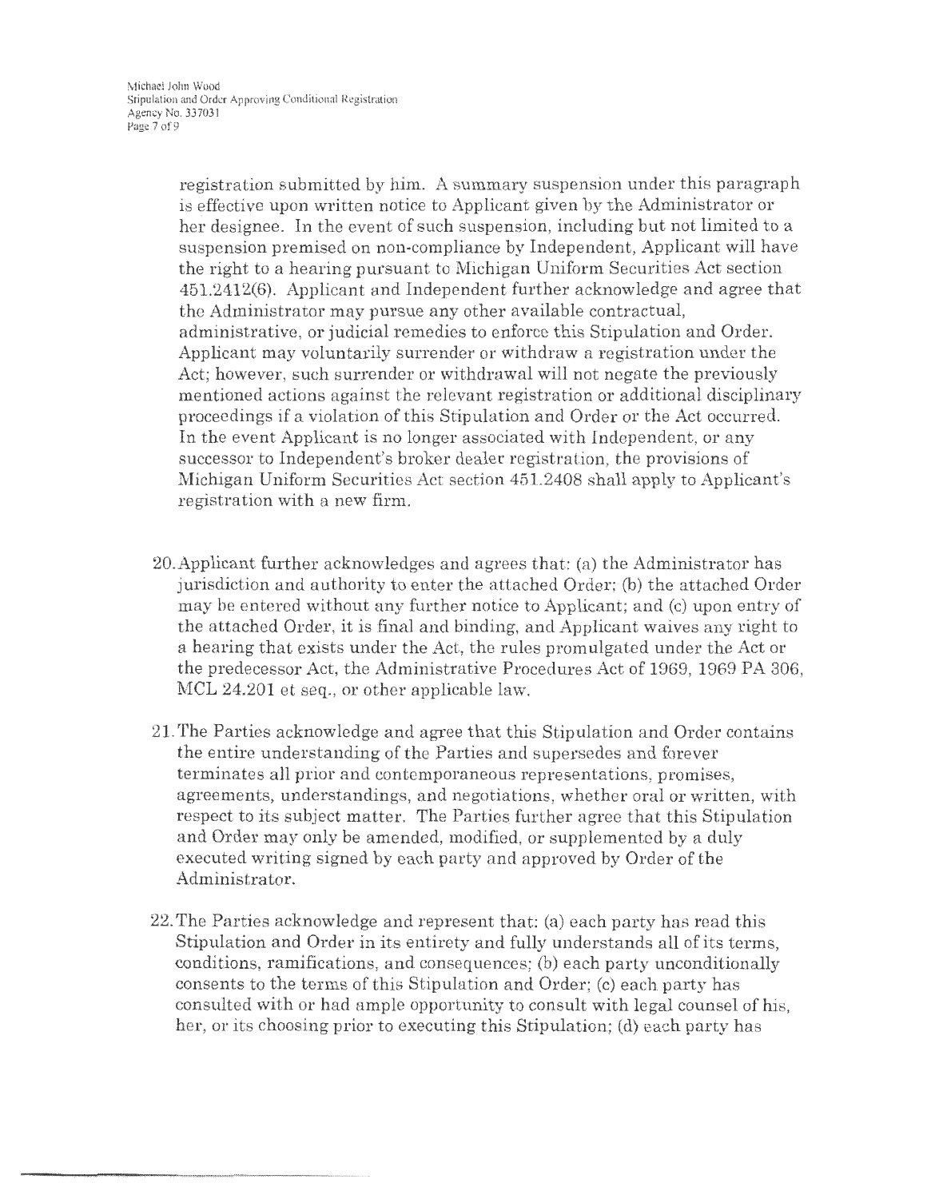registration submitted by him. A summary suspension under this paragraph is effective upon written notice to Applicant given by the Administrator or her designee. In the event of such suspension, including but not limited to a suspension premised on non-compliance by Independent, Applicant will have the right to a hearing pursuant to Michigan Uniform Securities Act section 451.2412(6). Applicant and Independent further acknowledge and agree that the Administrator may pursue any other available contractual, administrative, or judicial remedies to enforce this Stipulation and Order. Applicant may voluntarily surrender or withdraw a registration under the Act; however, such surrender or withdrawal will not negate the previously mentioned actions against the relevant registration or additional disciplinary proceedings if a violation of this Stipulation and Order or the Act occurred. In the event Applicant is no longer associated with Independent, or any successor to Independent's broker dealer registration, the provisions of Michigan Uniform Securities Act section 451.2408 shall apply to Applicant's registration with a new firm.

20. Applicant further acknowledges and agrees that: (a) the Administrator has jurisdiction and authority to enter the attached Order; (b) the attached Order may be entered without any further notice to Applicant; and (c) upon entry of the attached Order, it is final and binding, and Applicant waives any right to a hearing that exists under the Act, the rules promulgated under the Act or the predecessor Act, the Administrative Procedures Act of 1969, 1969 PA 306, MCL 24.201 et seq., or other applicable law.

21. The Parties acknowledge and agree that this Stipulation and Order contains the entire understanding of the Parties and supersedes and forever terminates all prior and contemporaneous representations, promises, agreements, understandings, and negotiations, whether oral or written, with respect to its subject matter. The Parties further agree that this Stipulation and Order may only be amended, modified, or supplemented by a duly executed writing signed by each party and approved by Order of the Administrator.

22. The Parties acknowledge and represent that: (a) each party has read this Stipulation and Order in its entirety and fully understands all of its terms, conditions, ramifications, and consequences; (b) each party unconditionally consents to the terms of this Stipulation and Order; (c) each party has consulted with or had ample opportunity to consult with legal counsel of his, her, or its choosing prior to executing this Stipulation; (d) each party has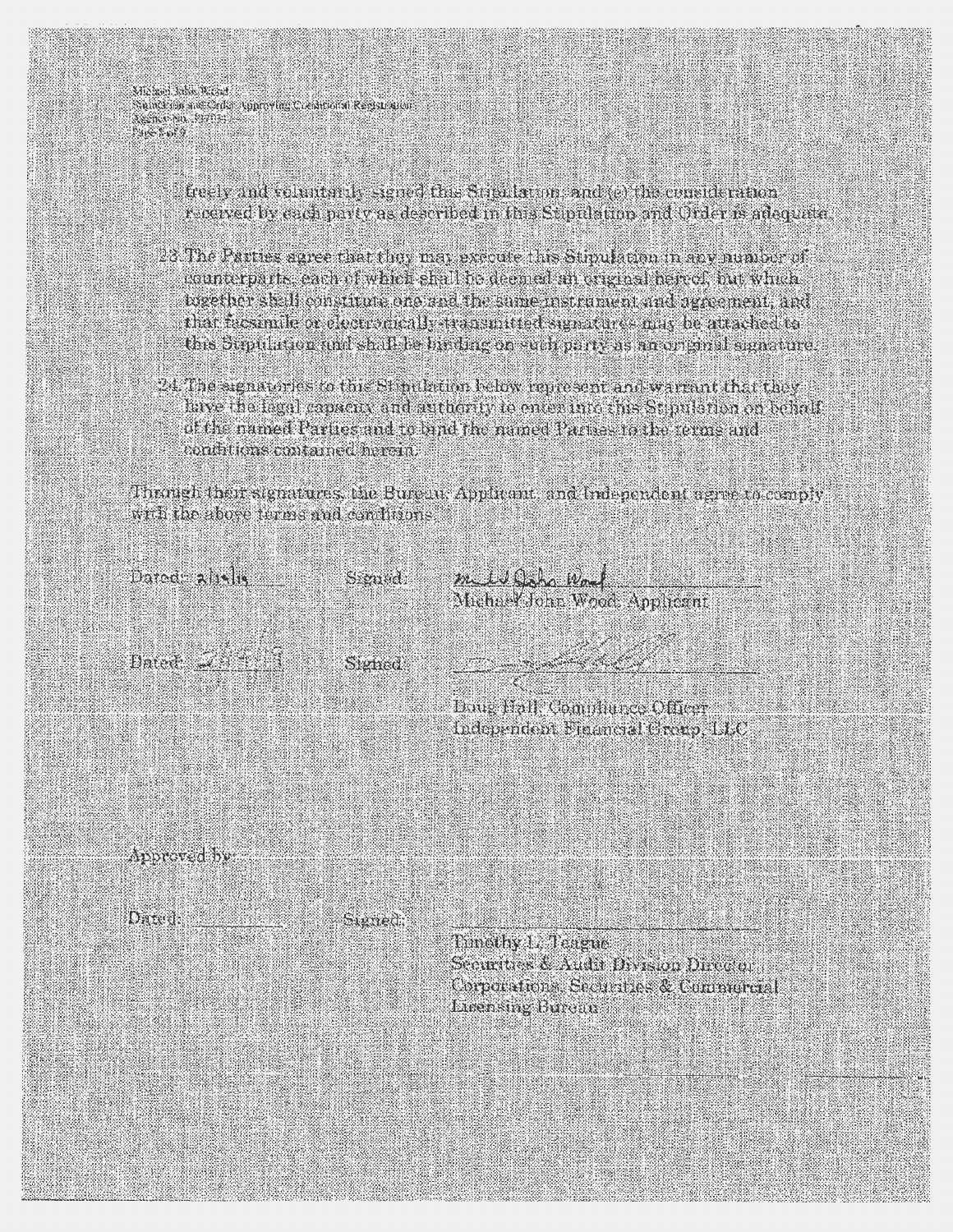freely and voluntarily signed this Stipulation; and (e) the consideration received by each party as described in this Stipulation and Order is adequate.

23. The Parties agree that they may execute this Stipulation in any number of counterparts, each of which shall be deemed an original hereof, but which together shall constitute one and the same instrument and agreement, and that facsimile or electronically-transmitted signatures may be attached to this Stipulation and shall be binding on such party as an original signature.

24. The signatories to this Stipulation below represent and warrant that they have the legal capacity and authority to enter into this Stipulation on behalf of the named Parties and to bind the named Parties to the terms and conditions contained herein.

Through their signatures, the Bureau, Applicant, and Independent agree to comply with the above terms and conditions.

Dated: 2/5/19 Signed: Michael John Wood
Michael John Wood, Applicant

Dated: 2/1/19 Signed:
Doug Hall, Compliance Officer
Independent Financial Group, LLC

Approved by:

Dated: \_\_\_\_\_\_\_\_ Signed: \_\_\_\_\_\_\_\_\_\_\_\_\_\_\_\_
Timothy L. Teague
Securities & Audit Division Director
Corporations, Securities & Commercial Licensing Bureau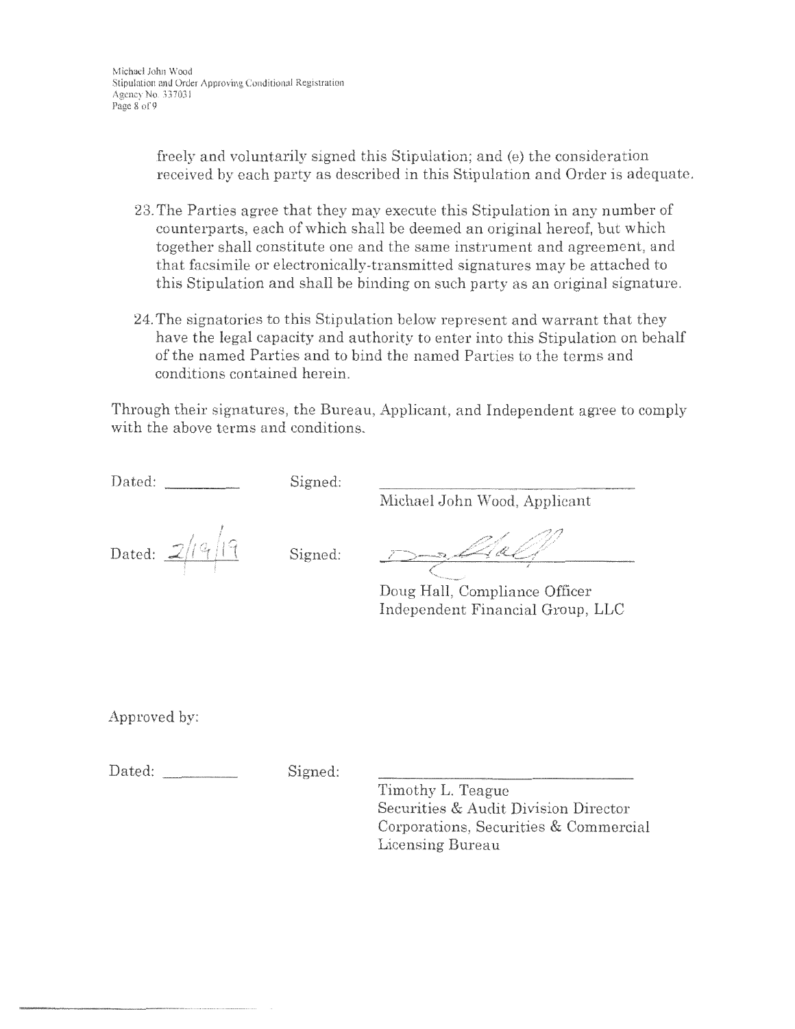freely and voluntarily signed this Stipulation; and (e) the consideration received by each party as described in this Stipulation and Order is adequate.

23. The Parties agree that they may execute this Stipulation in any number of counterparts, each of which shall be deemed an original hereof, but which together shall constitute one and the same instrument and agreement, and that facsimile or electronically-transmitted signatures may be attached to this Stipulation and shall be binding on such party as an original signature.

24. The signatories to this Stipulation below represent and warrant that they have the legal capacity and authority to enter into this Stipulation on behalf of the named Parties and to bind the named Parties to the terms and conditions contained herein.

Through their signatures, the Bureau, Applicant, and Independent agree to comply with the above terms and conditions.

Dated: ________ Signed: ______________________________

Michael John Wood, Applicant

Dated: 2/19/19 Signed: ______________________________

Doug Hall, Compliance Officer
Independent Financial Group, LLC

Approved by:

Dated: ________ Signed: ______________________________

Timothy L. Teague
Securities & Audit Division Director
Corporations, Securities & Commercial Licensing Bureau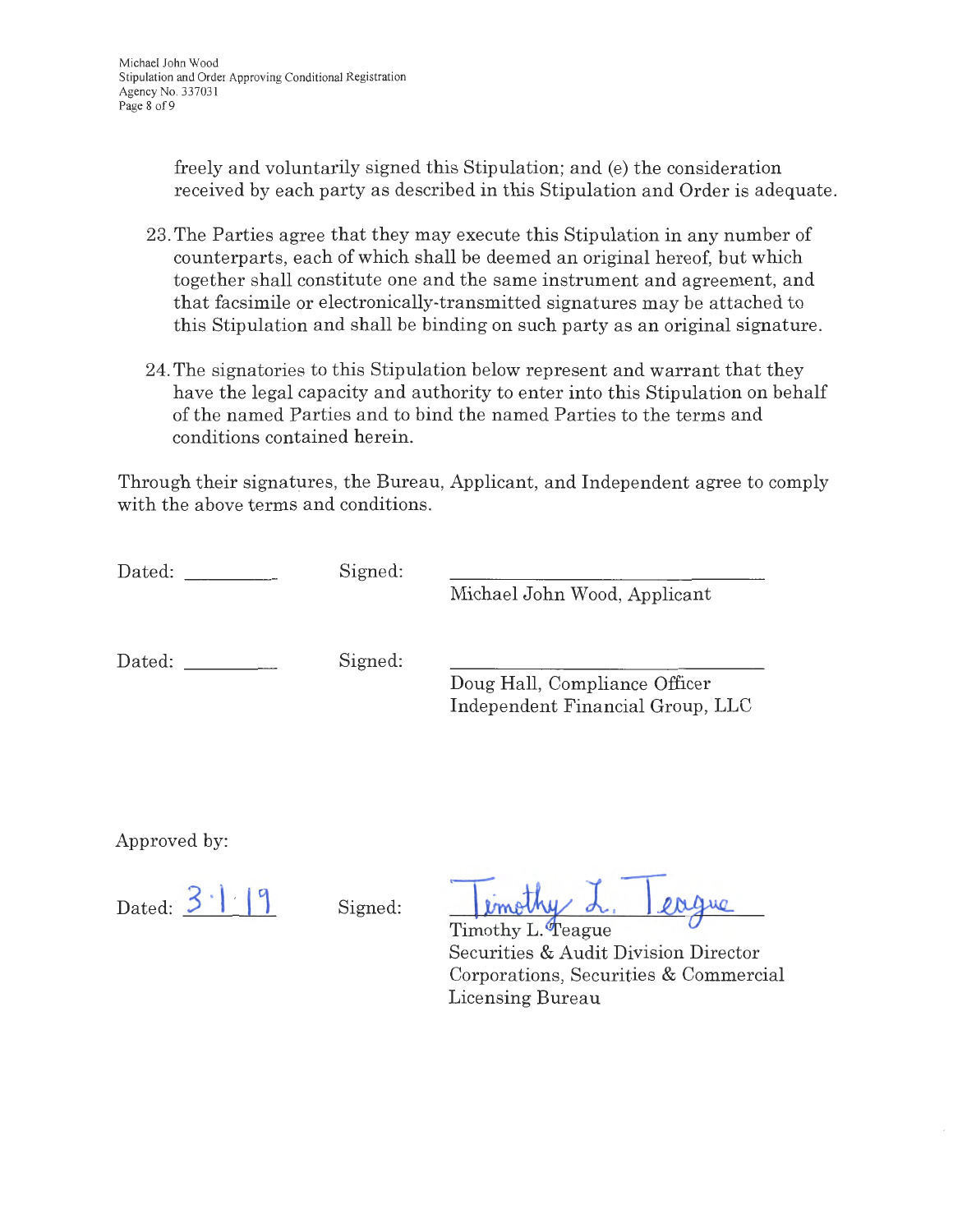freely and voluntarily signed this Stipulation; and (e) the consideration received by each party as described in this Stipulation and Order is adequate.

23. The Parties agree that they may execute this Stipulation in any number of counterparts, each of which shall be deemed an original hereof, but which together shall constitute one and the same instrument and agreement, and that facsimile or electronically-transmitted signatures may be attached to this Stipulation and shall be binding on such party as an original signature.

24. The signatories to this Stipulation below represent and warrant that they have the legal capacity and authority to enter into this Stipulation on behalf of the named Parties and to bind the named Parties to the terms and conditions contained herein.

Through their signatures, the Bureau, Applicant, and Independent agree to comply with the above terms and conditions.

Dated: __________ Signed: ______________________________
Michael John Wood, Applicant

Dated: __________ Signed: ______________________________
Doug Hall, Compliance Officer
Independent Financial Group, LLC

Approved by:

Dated: 3.1.19 Signed: Timothy L. Teague
Timothy L. Teague
Securities & Audit Division Director
Corporations, Securities & Commercial Licensing Bureau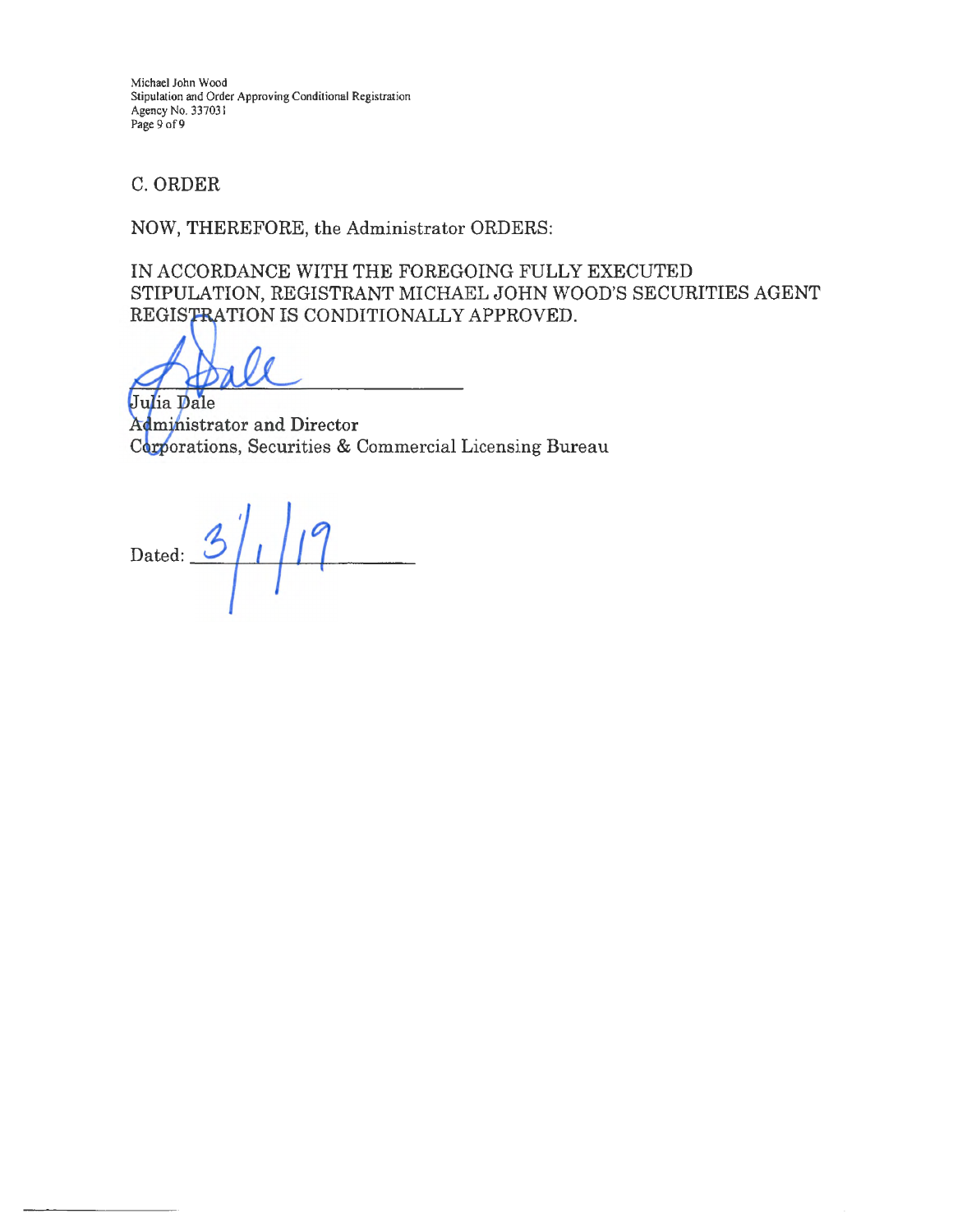## C. ORDER

NOW, THEREFORE, the Administrator ORDERS:

IN ACCORDANCE WITH THE FOREGOING FULLY EXECUTED STIPULATION, REGISTRANT MICHAEL JOHN WOOD'S SECURITIES AGENT REGISTRATION IS CONDITIONALLY APPROVED.

Julia Dale
Administrator and Director
Corporations, Securities & Commercial Licensing Bureau

Dated: 3/1/19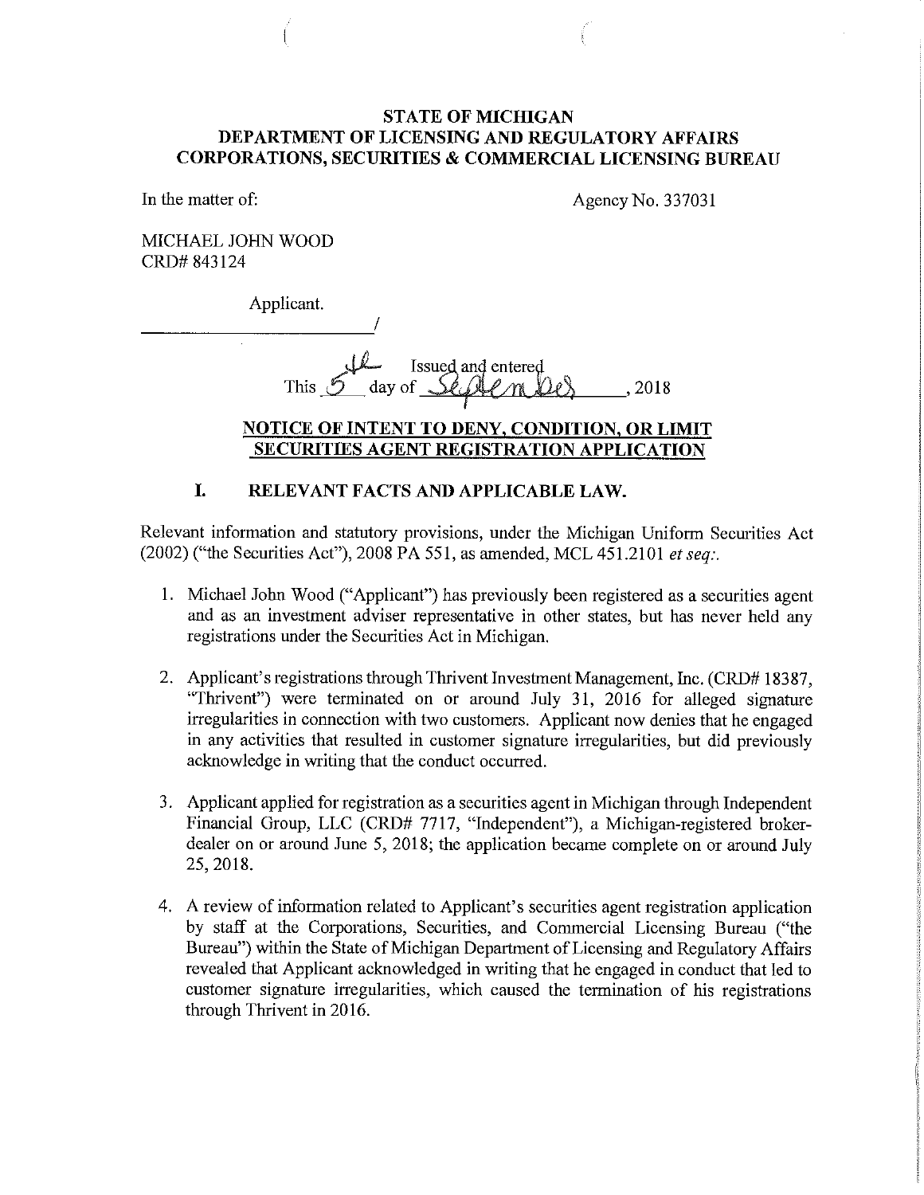**STATE OF MICHIGAN**
**DEPARTMENT OF LICENSING AND REGULATORY AFFAIRS**
**CORPORATIONS, SECURITIES & COMMERCIAL LICENSING BUREAU**

In the matter of: Agency No. 337031

MICHAEL JOHN WOOD
CRD# 843124

Applicant.
\_\_\_\_\_\_\_\_\_\_\_\_\_\_\_\_\_\_\_\_\_\_\_\_\_\_\_\_/

Issued and entered
This 5th day of September, 2018

**NOTICE OF INTENT TO DENY, CONDITION, OR LIMIT SECURITIES AGENT REGISTRATION APPLICATION**

## I. RELEVANT FACTS AND APPLICABLE LAW.

Relevant information and statutory provisions, under the Michigan Uniform Securities Act (2002) ("the Securities Act"), 2008 PA 551, as amended, MCL 451.2101 *et seq*:.

1. Michael John Wood ("Applicant") has previously been registered as a securities agent and as an investment adviser representative in other states, but has never held any registrations under the Securities Act in Michigan.

2. Applicant's registrations through Thrivent Investment Management, Inc. (CRD# 18387, "Thrivent") were terminated on or around July 31, 2016 for alleged signature irregularities in connection with two customers. Applicant now denies that he engaged in any activities that resulted in customer signature irregularities, but did previously acknowledge in writing that the conduct occurred.

3. Applicant applied for registration as a securities agent in Michigan through Independent Financial Group, LLC (CRD# 7717, "Independent"), a Michigan-registered broker-dealer on or around June 5, 2018; the application became complete on or around July 25, 2018.

4. A review of information related to Applicant's securities agent registration application by staff at the Corporations, Securities, and Commercial Licensing Bureau ("the Bureau") within the State of Michigan Department of Licensing and Regulatory Affairs revealed that Applicant acknowledged in writing that he engaged in conduct that led to customer signature irregularities, which caused the termination of his registrations through Thrivent in 2016.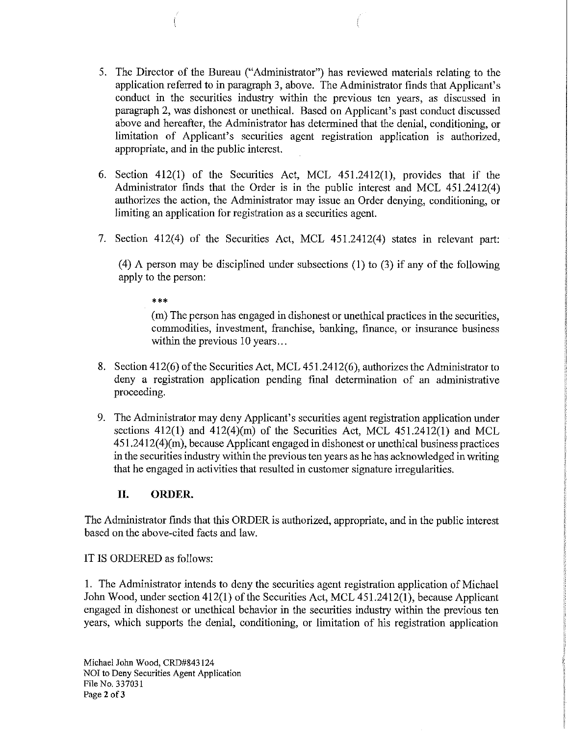5. The Director of the Bureau ("Administrator") has reviewed materials relating to the application referred to in paragraph 3, above. The Administrator finds that Applicant's conduct in the securities industry within the previous ten years, as discussed in paragraph 2, was dishonest or unethical. Based on Applicant's past conduct discussed above and hereafter, the Administrator has determined that the denial, conditioning, or limitation of Applicant's securities agent registration application is authorized, appropriate, and in the public interest.

6. Section 412(1) of the Securities Act, MCL 451.2412(1), provides that if the Administrator finds that the Order is in the public interest and MCL 451.2412(4) authorizes the action, the Administrator may issue an Order denying, conditioning, or limiting an application for registration as a securities agent.

7. Section 412(4) of the Securities Act, MCL 451.2412(4) states in relevant part:

   (4) A person may be disciplined under subsections (1) to (3) if any of the following apply to the person:

   ***

   (m) The person has engaged in dishonest or unethical practices in the securities, commodities, investment, franchise, banking, finance, or insurance business within the previous 10 years...

8. Section 412(6) of the Securities Act, MCL 451.2412(6), authorizes the Administrator to deny a registration application pending final determination of an administrative proceeding.

9. The Administrator may deny Applicant's securities agent registration application under sections 412(1) and 412(4)(m) of the Securities Act, MCL 451.2412(1) and MCL 451.2412(4)(m), because Applicant engaged in dishonest or unethical business practices in the securities industry within the previous ten years as he has acknowledged in writing that he engaged in activities that resulted in customer signature irregularities.

## II. ORDER.

The Administrator finds that this ORDER is authorized, appropriate, and in the public interest based on the above-cited facts and law.

IT IS ORDERED as follows:

1. The Administrator intends to deny the securities agent registration application of Michael John Wood, under section 412(1) of the Securities Act, MCL 451.2412(1), because Applicant engaged in dishonest or unethical behavior in the securities industry within the previous ten years, which supports the denial, conditioning, or limitation of his registration application

Michael John Wood, CRD#843124
NOI to Deny Securities Agent Application
File No. 337031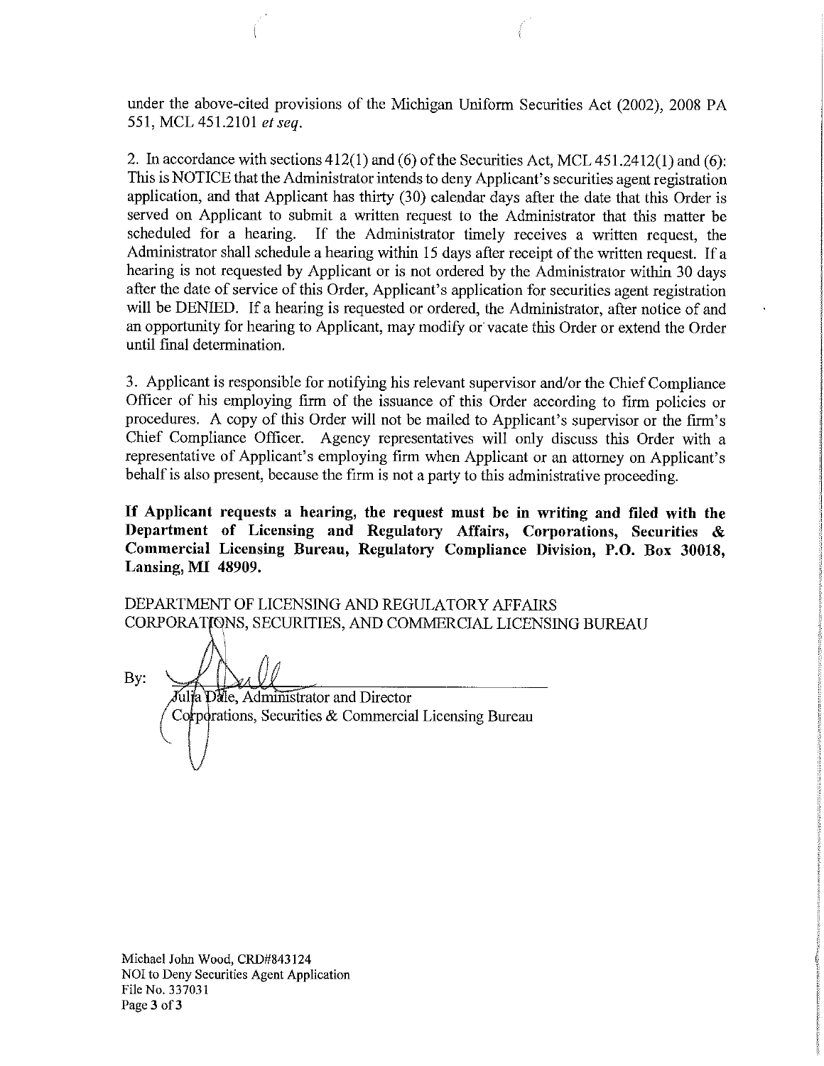under the above-cited provisions of the Michigan Uniform Securities Act (2002), 2008 PA 551, MCL 451.2101 *et seq.*

2. In accordance with sections 412(1) and (6) of the Securities Act, MCL 451.2412(1) and (6): This is NOTICE that the Administrator intends to deny Applicant's securities agent registration application, and that Applicant has thirty (30) calendar days after the date that this Order is served on Applicant to submit a written request to the Administrator that this matter be scheduled for a hearing. If the Administrator timely receives a written request, the Administrator shall schedule a hearing within 15 days after receipt of the written request. If a hearing is not requested by Applicant or is not ordered by the Administrator within 30 days after the date of service of this Order, Applicant's application for securities agent registration will be DENIED. If a hearing is requested or ordered, the Administrator, after notice of and an opportunity for hearing to Applicant, may modify or vacate this Order or extend the Order until final determination.

3. Applicant is responsible for notifying his relevant supervisor and/or the Chief Compliance Officer of his employing firm of the issuance of this Order according to firm policies or procedures. A copy of this Order will not be mailed to Applicant's supervisor or the firm's Chief Compliance Officer. Agency representatives will only discuss this Order with a representative of Applicant's employing firm when Applicant or an attorney on Applicant's behalf is also present, because the firm is not a party to this administrative proceeding.

**If Applicant requests a hearing, the request must be in writing and filed with the Department of Licensing and Regulatory Affairs, Corporations, Securities & Commercial Licensing Bureau, Regulatory Compliance Division, P.O. Box 30018, Lansing, MI 48909.**

DEPARTMENT OF LICENSING AND REGULATORY AFFAIRS
CORPORATIONS, SECURITIES, AND COMMERCIAL LICENSING BUREAU

By: ______________________________
Julia Dale, Administrator and Director
Corporations, Securities & Commercial Licensing Bureau

Michael John Wood, CRD#843124
NOI to Deny Securities Agent Application
File No. 337031